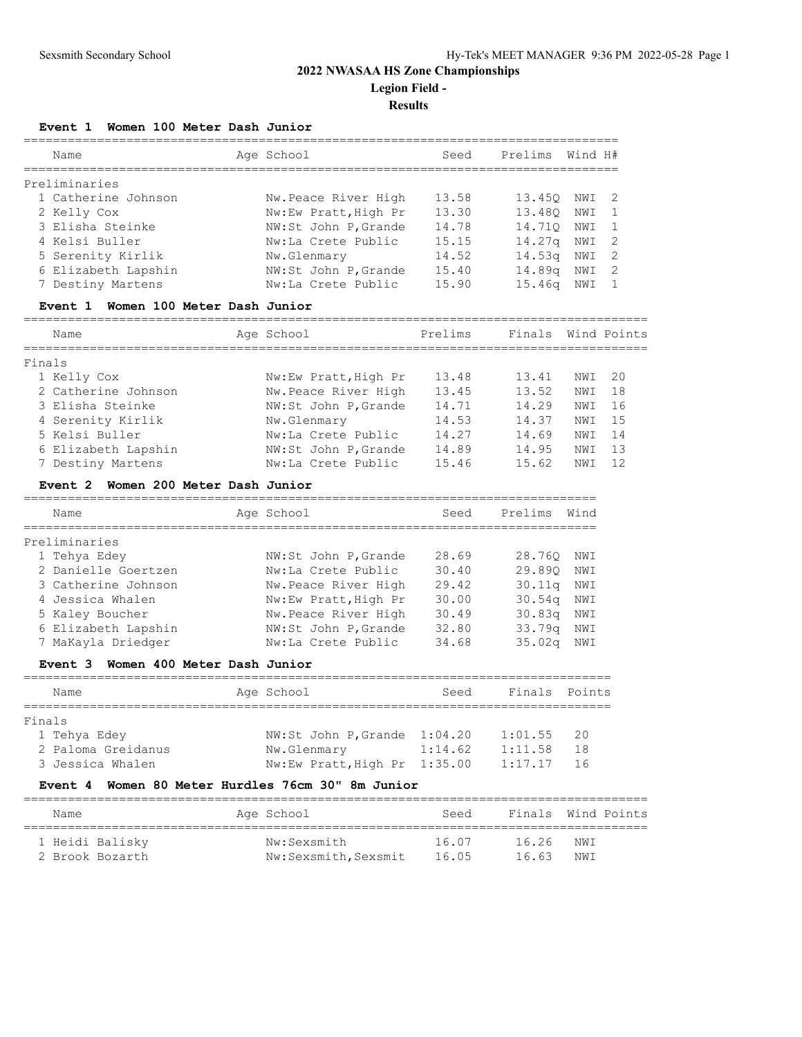# 2022 NWASAA HS Zone Championships

## Legion Field -

## Results

### Event 1 Women 100 Meter Dash Junior

Preliminaries

| Name | Age | School | Seed | Prelims | Wind | H# |
|---|---|---|---|---|---|---|
| 1 Catherine Johnson | | Nw.Peace River High | 13.58 | 13.45Q | NWI | 2 |
| 2 Kelly Cox | | Nw:Ew Pratt,High Pr | 13.30 | 13.48Q | NWI | 1 |
| 3 Elisha Steinke | | NW:St John P,Grande | 14.78 | 14.71Q | NWI | 1 |
| 4 Kelsi Buller | | Nw:La Crete Public | 15.15 | 14.27q | NWI | 2 |
| 5 Serenity Kirlik | | Nw.Glenmary | 14.52 | 14.53q | NWI | 2 |
| 6 Elizabeth Lapshin | | NW:St John P,Grande | 15.40 | 14.89q | NWI | 2 |
| 7 Destiny Martens | | Nw:La Crete Public | 15.90 | 15.46q | NWI | 1 |

### Event 1 Women 100 Meter Dash Junior

Finals

| Name | Age | School | Prelims | Finals | Wind | Points |
|---|---|---|---|---|---|---|
| 1 Kelly Cox | | Nw:Ew Pratt,High Pr | 13.48 | 13.41 | NWI | 20 |
| 2 Catherine Johnson | | Nw.Peace River High | 13.45 | 13.52 | NWI | 18 |
| 3 Elisha Steinke | | NW:St John P,Grande | 14.71 | 14.29 | NWI | 16 |
| 4 Serenity Kirlik | | Nw.Glenmary | 14.53 | 14.37 | NWI | 15 |
| 5 Kelsi Buller | | Nw:La Crete Public | 14.27 | 14.69 | NWI | 14 |
| 6 Elizabeth Lapshin | | NW:St John P,Grande | 14.89 | 14.95 | NWI | 13 |
| 7 Destiny Martens | | Nw:La Crete Public | 15.46 | 15.62 | NWI | 12 |

### Event 2 Women 200 Meter Dash Junior

Preliminaries

| Name | Age | School | Seed | Prelims | Wind |
|---|---|---|---|---|---|
| 1 Tehya Edey | | NW:St John P,Grande | 28.69 | 28.76Q | NWI |
| 2 Danielle Goertzen | | Nw:La Crete Public | 30.40 | 29.89Q | NWI |
| 3 Catherine Johnson | | Nw.Peace River High | 29.42 | 30.11q | NWI |
| 4 Jessica Whalen | | Nw:Ew Pratt,High Pr | 30.00 | 30.54q | NWI |
| 5 Kaley Boucher | | Nw.Peace River High | 30.49 | 30.83q | NWI |
| 6 Elizabeth Lapshin | | NW:St John P,Grande | 32.80 | 33.79q | NWI |
| 7 MaKayla Driedger | | Nw:La Crete Public | 34.68 | 35.02q | NWI |

### Event 3 Women 400 Meter Dash Junior

Finals

| Name | Age | School | Seed | Finals | Points |
|---|---|---|---|---|---|
| 1 Tehya Edey | | NW:St John P,Grande | 1:04.20 | 1:01.55 | 20 |
| 2 Paloma Greidanus | | Nw.Glenmary | 1:14.62 | 1:11.58 | 18 |
| 3 Jessica Whalen | | Nw:Ew Pratt,High Pr | 1:35.00 | 1:17.17 | 16 |

### Event 4 Women 80 Meter Hurdles 76cm 30" 8m Junior

| Name | Age | School | Seed | Finals | Wind | Points |
|---|---|---|---|---|---|---|
| 1 Heidi Balisky | | Nw:Sexsmith | 16.07 | 16.26 | NWI | |
| 2 Brook Bozarth | | Nw:Sexsmith,Sexsmit | 16.05 | 16.63 | NWI | |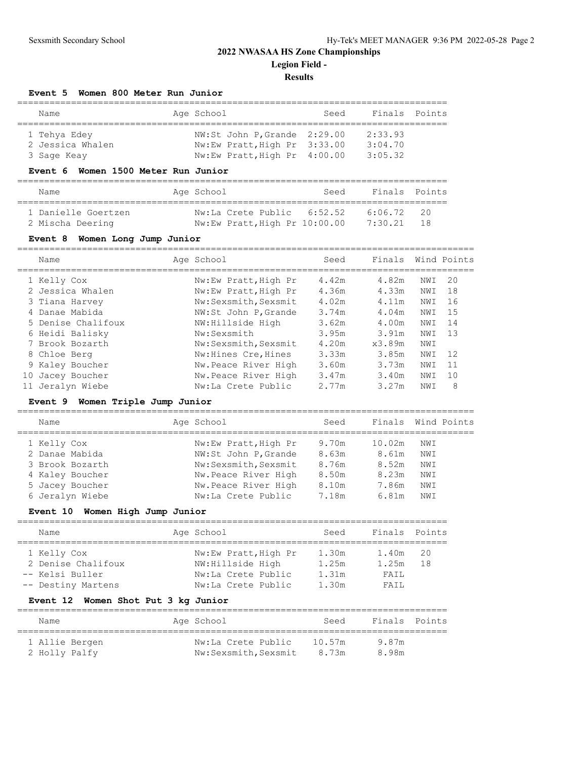# 2022 NWASAA HS Zone Championships

## Legion Field -

## Results

### Event 5 Women 800 Meter Run Junior

| Name | Age | School | Seed | Finals | Points |
|---|---|---|---|---|---|
| 1 Tehya Edey | | NW:St John P,Grande | 2:29.00 | 2:33.93 | |
| 2 Jessica Whalen | | Nw:Ew Pratt,High Pr | 3:33.00 | 3:04.70 | |
| 3 Sage Keay | | Nw:Ew Pratt,High Pr | 4:00.00 | 3:05.32 | |

### Event 6 Women 1500 Meter Run Junior

| Name | Age | School | Seed | Finals | Points |
|---|---|---|---|---|---|
| 1 Danielle Goertzen | | Nw:La Crete Public | 6:52.52 | 6:06.72 | 20 |
| 2 Mischa Deering | | Nw:Ew Pratt,High Pr | 10:00.00 | 7:30.21 | 18 |

### Event 8 Women Long Jump Junior

| Name | Age | School | Seed | Finals | Wind | Points |
|---|---|---|---|---|---|---|
| 1 Kelly Cox | | Nw:Ew Pratt,High Pr | 4.42m | 4.82m | NWI | 20 |
| 2 Jessica Whalen | | Nw:Ew Pratt,High Pr | 4.36m | 4.33m | NWI | 18 |
| 3 Tiana Harvey | | Nw:Sexsmith,Sexsmit | 4.02m | 4.11m | NWI | 16 |
| 4 Danae Mabida | | NW:St John P,Grande | 3.74m | 4.04m | NWI | 15 |
| 5 Denise Chalifoux | | NW:Hillside High | 3.62m | 4.00m | NWI | 14 |
| 6 Heidi Balisky | | Nw:Sexsmith | 3.95m | 3.91m | NWI | 13 |
| 7 Brook Bozarth | | Nw:Sexsmith,Sexsmit | 4.20m | x3.89m | NWI | |
| 8 Chloe Berg | | Nw:Hines Cre,Hines | 3.33m | 3.85m | NWI | 12 |
| 9 Kaley Boucher | | Nw.Peace River High | 3.60m | 3.73m | NWI | 11 |
| 10 Jacey Boucher | | Nw.Peace River High | 3.47m | 3.40m | NWI | 10 |
| 11 Jeralyn Wiebe | | Nw:La Crete Public | 2.77m | 3.27m | NWI | 8 |

### Event 9 Women Triple Jump Junior

| Name | Age | School | Seed | Finals | Wind | Points |
|---|---|---|---|---|---|---|
| 1 Kelly Cox | | Nw:Ew Pratt,High Pr | 9.70m | 10.02m | NWI | |
| 2 Danae Mabida | | NW:St John P,Grande | 8.63m | 8.61m | NWI | |
| 3 Brook Bozarth | | Nw:Sexsmith,Sexsmit | 8.76m | 8.52m | NWI | |
| 4 Kaley Boucher | | Nw.Peace River High | 8.50m | 8.23m | NWI | |
| 5 Jacey Boucher | | Nw.Peace River High | 8.10m | 7.86m | NWI | |
| 6 Jeralyn Wiebe | | Nw:La Crete Public | 7.18m | 6.81m | NWI | |

### Event 10 Women High Jump Junior

| Name | Age | School | Seed | Finals | Points |
|---|---|---|---|---|---|
| 1 Kelly Cox | | Nw:Ew Pratt,High Pr | 1.30m | 1.40m | 20 |
| 2 Denise Chalifoux | | NW:Hillside High | 1.25m | 1.25m | 18 |
| -- Kelsi Buller | | Nw:La Crete Public | 1.31m | FAIL | |
| -- Destiny Martens | | Nw:La Crete Public | 1.30m | FAIL | |

### Event 12 Women Shot Put 3 kg Junior

| Name | Age | School | Seed | Finals | Points |
|---|---|---|---|---|---|
| 1 Allie Bergen | | Nw:La Crete Public | 10.57m | 9.87m | |
| 2 Holly Palfy | | Nw:Sexsmith,Sexsmit | 8.73m | 8.98m | |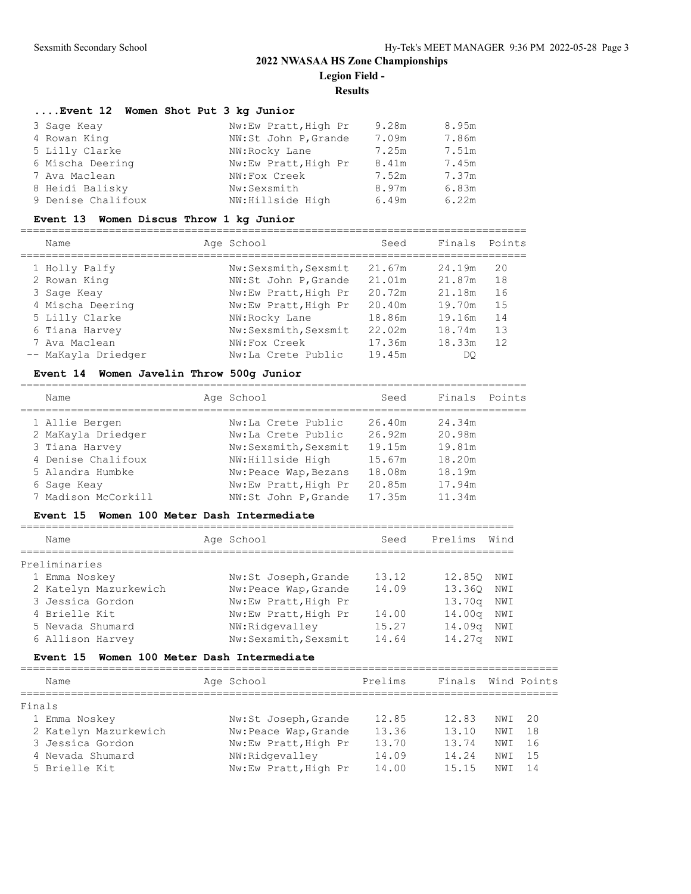## 2022 NWASAA HS Zone Championships

**Legion Field -**

**Results**

### ....Event 12 Women Shot Put 3 kg Junior

| Place | Name | Age | School | Seed | Finals |
|---|---|---|---|---|---|
| 3 | Sage Keay | | Nw:Ew Pratt,High Pr | 9.28m | 8.95m |
| 4 | Rowan King | | NW:St John P,Grande | 7.09m | 7.86m |
| 5 | Lilly Clarke | | NW:Rocky Lane | 7.25m | 7.51m |
| 6 | Mischa Deering | | Nw:Ew Pratt,High Pr | 8.41m | 7.45m |
| 7 | Ava Maclean | | NW:Fox Creek | 7.52m | 7.37m |
| 8 | Heidi Balisky | | Nw:Sexsmith | 8.97m | 6.83m |
| 9 | Denise Chalifoux | | NW:Hillside High | 6.49m | 6.22m |

### Event 13 Women Discus Throw 1 kg Junior

| Place | Name | Age | School | Seed | Finals | Points |
|---|---|---|---|---|---|---|
| 1 | Holly Palfy | | Nw:Sexsmith,Sexsmit | 21.67m | 24.19m | 20 |
| 2 | Rowan King | | NW:St John P,Grande | 21.01m | 21.87m | 18 |
| 3 | Sage Keay | | Nw:Ew Pratt,High Pr | 20.72m | 21.18m | 16 |
| 4 | Mischa Deering | | Nw:Ew Pratt,High Pr | 20.40m | 19.70m | 15 |
| 5 | Lilly Clarke | | NW:Rocky Lane | 18.86m | 19.16m | 14 |
| 6 | Tiana Harvey | | Nw:Sexsmith,Sexsmit | 22.02m | 18.74m | 13 |
| 7 | Ava Maclean | | NW:Fox Creek | 17.36m | 18.33m | 12 |
| -- | MaKayla Driedger | | Nw:La Crete Public | 19.45m | DQ | |

### Event 14 Women Javelin Throw 500g Junior

| Place | Name | Age | School | Seed | Finals | Points |
|---|---|---|---|---|---|---|
| 1 | Allie Bergen | | Nw:La Crete Public | 26.40m | 24.34m | |
| 2 | MaKayla Driedger | | Nw:La Crete Public | 26.92m | 20.98m | |
| 3 | Tiana Harvey | | Nw:Sexsmith,Sexsmit | 19.15m | 19.81m | |
| 4 | Denise Chalifoux | | NW:Hillside High | 15.67m | 18.20m | |
| 5 | Alandra Humbke | | Nw:Peace Wap,Bezans | 18.08m | 18.19m | |
| 6 | Sage Keay | | Nw:Ew Pratt,High Pr | 20.85m | 17.94m | |
| 7 | Madison McCorkill | | NW:St John P,Grande | 17.35m | 11.34m | |

### Event 15 Women 100 Meter Dash Intermediate

Preliminaries

| Place | Name | Age | School | Seed | Prelims | Wind |
|---|---|---|---|---|---|---|
| 1 | Emma Noskey | | Nw:St Joseph,Grande | 13.12 | 12.85Q | NWI |
| 2 | Katelyn Mazurkewich | | Nw:Peace Wap,Grande | 14.09 | 13.36Q | NWI |
| 3 | Jessica Gordon | | Nw:Ew Pratt,High Pr | | 13.70q | NWI |
| 4 | Brielle Kit | | Nw:Ew Pratt,High Pr | 14.00 | 14.00q | NWI |
| 5 | Nevada Shumard | | NW:Ridgevalley | 15.27 | 14.09q | NWI |
| 6 | Allison Harvey | | Nw:Sexsmith,Sexsmit | 14.64 | 14.27q | NWI |

### Event 15 Women 100 Meter Dash Intermediate

Finals

| Place | Name | Age | School | Prelims | Finals | Wind | Points |
|---|---|---|---|---|---|---|---|
| 1 | Emma Noskey | | Nw:St Joseph,Grande | 12.85 | 12.83 | NWI | 20 |
| 2 | Katelyn Mazurkewich | | Nw:Peace Wap,Grande | 13.36 | 13.10 | NWI | 18 |
| 3 | Jessica Gordon | | Nw:Ew Pratt,High Pr | 13.70 | 13.74 | NWI | 16 |
| 4 | Nevada Shumard | | NW:Ridgevalley | 14.09 | 14.24 | NWI | 15 |
| 5 | Brielle Kit | | Nw:Ew Pratt,High Pr | 14.00 | 15.15 | NWI | 14 |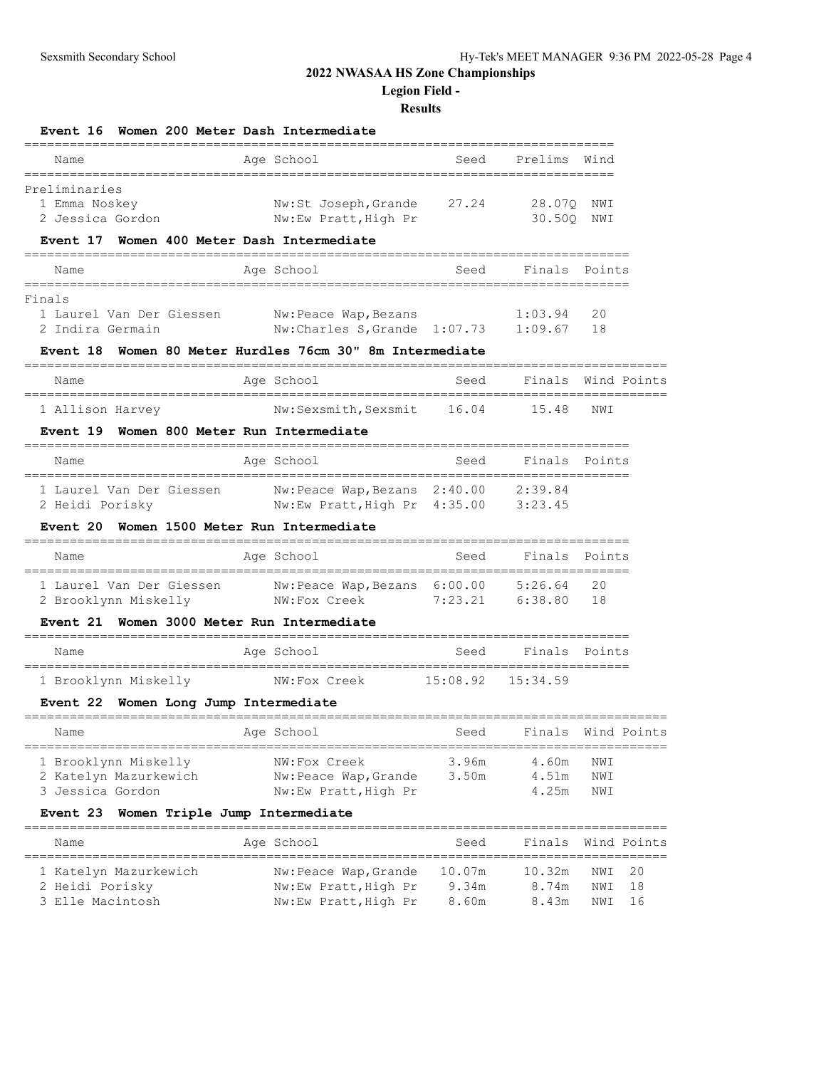## 2022 NWASAA HS Zone Championships

**Legion Field -**

**Results**

### Event 16 Women 200 Meter Dash Intermediate

| Name | Age | School | Seed | Prelims | Wind |
|---|---|---|---|---|---|
| **Preliminaries** | | | | | |
| 1 Emma Noskey | | Nw:St Joseph,Grande | 27.24 | 28.07Q | NWI |
| 2 Jessica Gordon | | Nw:Ew Pratt,High Pr | | 30.50Q | NWI |

### Event 17 Women 400 Meter Dash Intermediate

| Name | Age | School | Seed | Finals | Points |
|---|---|---|---|---|---|
| **Finals** | | | | | |
| 1 Laurel Van Der Giessen | | Nw:Peace Wap,Bezans | | 1:03.94 | 20 |
| 2 Indira Germain | | Nw:Charles S,Grande | 1:07.73 | 1:09.67 | 18 |

### Event 18 Women 80 Meter Hurdles 76cm 30" 8m Intermediate

| Name | Age | School | Seed | Finals | Wind | Points |
|---|---|---|---|---|---|---|
| 1 Allison Harvey | | Nw:Sexsmith,Sexsmit | 16.04 | 15.48 | NWI | |

### Event 19 Women 800 Meter Run Intermediate

| Name | Age | School | Seed | Finals | Points |
|---|---|---|---|---|---|
| 1 Laurel Van Der Giessen | | Nw:Peace Wap,Bezans | 2:40.00 | 2:39.84 | |
| 2 Heidi Porisky | | Nw:Ew Pratt,High Pr | 4:35.00 | 3:23.45 | |

### Event 20 Women 1500 Meter Run Intermediate

| Name | Age | School | Seed | Finals | Points |
|---|---|---|---|---|---|
| 1 Laurel Van Der Giessen | | Nw:Peace Wap,Bezans | 6:00.00 | 5:26.64 | 20 |
| 2 Brooklynn Miskelly | | NW:Fox Creek | 7:23.21 | 6:38.80 | 18 |

### Event 21 Women 3000 Meter Run Intermediate

| Name | Age | School | Seed | Finals | Points |
|---|---|---|---|---|---|
| 1 Brooklynn Miskelly | | NW:Fox Creek | 15:08.92 | 15:34.59 | |

### Event 22 Women Long Jump Intermediate

| Name | Age | School | Seed | Finals | Wind | Points |
|---|---|---|---|---|---|---|
| 1 Brooklynn Miskelly | | NW:Fox Creek | 3.96m | 4.60m | NWI | |
| 2 Katelyn Mazurkewich | | Nw:Peace Wap,Grande | 3.50m | 4.51m | NWI | |
| 3 Jessica Gordon | | Nw:Ew Pratt,High Pr | | 4.25m | NWI | |

### Event 23 Women Triple Jump Intermediate

| Name | Age | School | Seed | Finals | Wind | Points |
|---|---|---|---|---|---|---|
| 1 Katelyn Mazurkewich | | Nw:Peace Wap,Grande | 10.07m | 10.32m | NWI | 20 |
| 2 Heidi Porisky | | Nw:Ew Pratt,High Pr | 9.34m | 8.74m | NWI | 18 |
| 3 Elle Macintosh | | Nw:Ew Pratt,High Pr | 8.60m | 8.43m | NWI | 16 |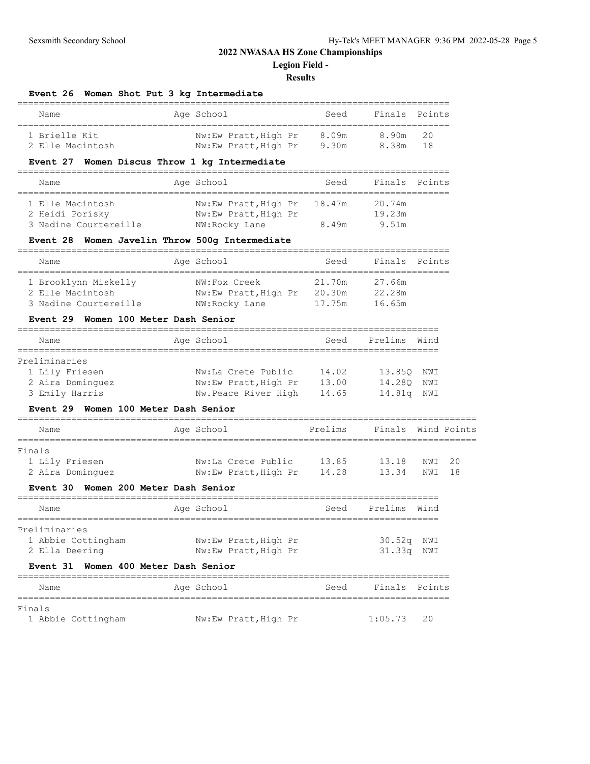## 2022 NWASAA HS Zone Championships

**Legion Field -**

**Results**

### Event 26 Women Shot Put 3 kg Intermediate

| Name | Age | School | Seed | Finals | Points |
|---|---|---|---|---|---|
| 1 Brielle Kit | | Nw:Ew Pratt,High Pr | 8.09m | 8.90m | 20 |
| 2 Elle Macintosh | | Nw:Ew Pratt,High Pr | 9.30m | 8.38m | 18 |

### Event 27 Women Discus Throw 1 kg Intermediate

| Name | Age | School | Seed | Finals | Points |
|---|---|---|---|---|---|
| 1 Elle Macintosh | | Nw:Ew Pratt,High Pr | 18.47m | 20.74m | |
| 2 Heidi Porisky | | Nw:Ew Pratt,High Pr | | 19.23m | |
| 3 Nadine Courtereille | | NW:Rocky Lane | 8.49m | 9.51m | |

### Event 28 Women Javelin Throw 500g Intermediate

| Name | Age | School | Seed | Finals | Points |
|---|---|---|---|---|---|
| 1 Brooklynn Miskelly | | NW:Fox Creek | 21.70m | 27.66m | |
| 2 Elle Macintosh | | Nw:Ew Pratt,High Pr | 20.30m | 22.28m | |
| 3 Nadine Courtereille | | NW:Rocky Lane | 17.75m | 16.65m | |

### Event 29 Women 100 Meter Dash Senior

| Name | Age | School | Seed | Prelims | Wind |
|---|---|---|---|---|---|
| **Preliminaries** | | | | | |
| 1 Lily Friesen | | Nw:La Crete Public | 14.02 | 13.85Q | NWI |
| 2 Aira Dominguez | | Nw:Ew Pratt,High Pr | 13.00 | 14.28Q | NWI |
| 3 Emily Harris | | Nw.Peace River High | 14.65 | 14.81q | NWI |

### Event 29 Women 100 Meter Dash Senior

| Name | Age | School | Prelims | Finals | Wind | Points |
|---|---|---|---|---|---|---|
| **Finals** | | | | | | |
| 1 Lily Friesen | | Nw:La Crete Public | 13.85 | 13.18 | NWI | 20 |
| 2 Aira Dominguez | | Nw:Ew Pratt,High Pr | 14.28 | 13.34 | NWI | 18 |

### Event 30 Women 200 Meter Dash Senior

| Name | Age | School | Seed | Prelims | Wind |
|---|---|---|---|---|---|
| **Preliminaries** | | | | | |
| 1 Abbie Cottingham | | Nw:Ew Pratt,High Pr | | 30.52q | NWI |
| 2 Ella Deering | | Nw:Ew Pratt,High Pr | | 31.33q | NWI |

### Event 31 Women 400 Meter Dash Senior

| Name | Age | School | Seed | Finals | Points |
|---|---|---|---|---|---|
| **Finals** | | | | | |
| 1 Abbie Cottingham | | Nw:Ew Pratt,High Pr | | 1:05.73 | 20 |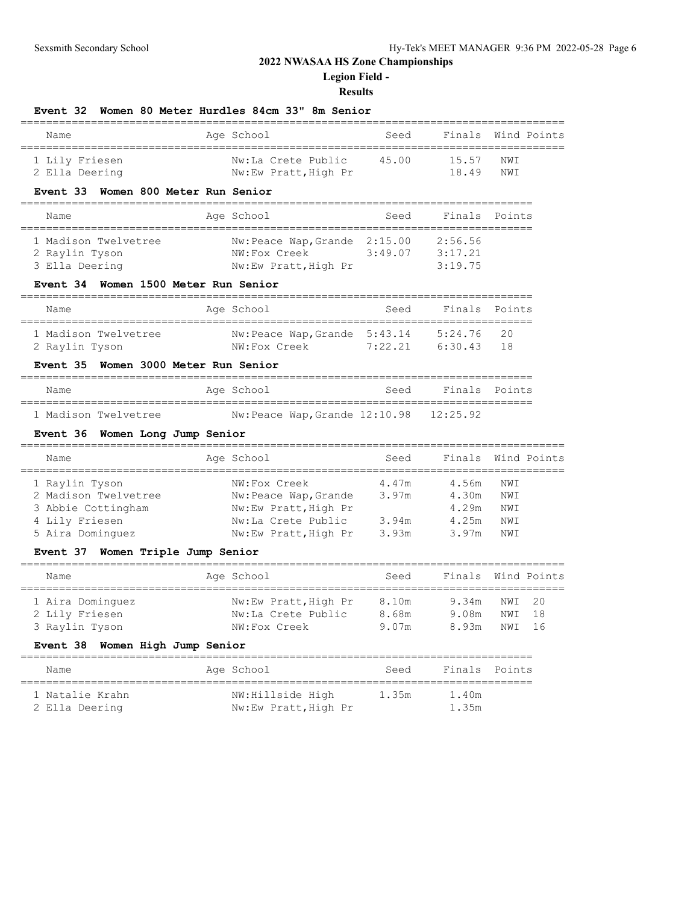# 2022 NWASAA HS Zone Championships

## Legion Field -

## Results

### Event 32 Women 80 Meter Hurdles 84cm 33" 8m Senior

| | Name | Age | School | Seed | Finals | Wind | Points |
|---|---|---|---|---|---|---|---|
| 1 | Lily Friesen | | Nw:La Crete Public | 45.00 | 15.57 | NWI | |
| 2 | Ella Deering | | Nw:Ew Pratt,High Pr | | 18.49 | NWI | |

### Event 33 Women 800 Meter Run Senior

| | Name | Age | School | Seed | Finals | Points |
|---|---|---|---|---|---|---|
| 1 | Madison Twelvetree | | Nw:Peace Wap,Grande | 2:15.00 | 2:56.56 | |
| 2 | Raylin Tyson | | NW:Fox Creek | 3:49.07 | 3:17.21 | |
| 3 | Ella Deering | | Nw:Ew Pratt,High Pr | | 3:19.75 | |

### Event 34 Women 1500 Meter Run Senior

| | Name | Age | School | Seed | Finals | Points |
|---|---|---|---|---|---|---|
| 1 | Madison Twelvetree | | Nw:Peace Wap,Grande | 5:43.14 | 5:24.76 | 20 |
| 2 | Raylin Tyson | | NW:Fox Creek | 7:22.21 | 6:30.43 | 18 |

### Event 35 Women 3000 Meter Run Senior

| | Name | Age | School | Seed | Finals | Points |
|---|---|---|---|---|---|---|
| 1 | Madison Twelvetree | | Nw:Peace Wap,Grande | 12:10.98 | 12:25.92 | |

### Event 36 Women Long Jump Senior

| | Name | Age | School | Seed | Finals | Wind | Points |
|---|---|---|---|---|---|---|---|
| 1 | Raylin Tyson | | NW:Fox Creek | 4.47m | 4.56m | NWI | |
| 2 | Madison Twelvetree | | Nw:Peace Wap,Grande | 3.97m | 4.30m | NWI | |
| 3 | Abbie Cottingham | | Nw:Ew Pratt,High Pr | | 4.29m | NWI | |
| 4 | Lily Friesen | | Nw:La Crete Public | 3.94m | 4.25m | NWI | |
| 5 | Aira Dominguez | | Nw:Ew Pratt,High Pr | 3.93m | 3.97m | NWI | |

### Event 37 Women Triple Jump Senior

| | Name | Age | School | Seed | Finals | Wind | Points |
|---|---|---|---|---|---|---|---|
| 1 | Aira Dominguez | | Nw:Ew Pratt,High Pr | 8.10m | 9.34m | NWI | 20 |
| 2 | Lily Friesen | | Nw:La Crete Public | 8.68m | 9.08m | NWI | 18 |
| 3 | Raylin Tyson | | NW:Fox Creek | 9.07m | 8.93m | NWI | 16 |

### Event 38 Women High Jump Senior

| | Name | Age | School | Seed | Finals | Points |
|---|---|---|---|---|---|---|
| 1 | Natalie Krahn | | NW:Hillside High | 1.35m | 1.40m | |
| 2 | Ella Deering | | Nw:Ew Pratt,High Pr | | 1.35m | |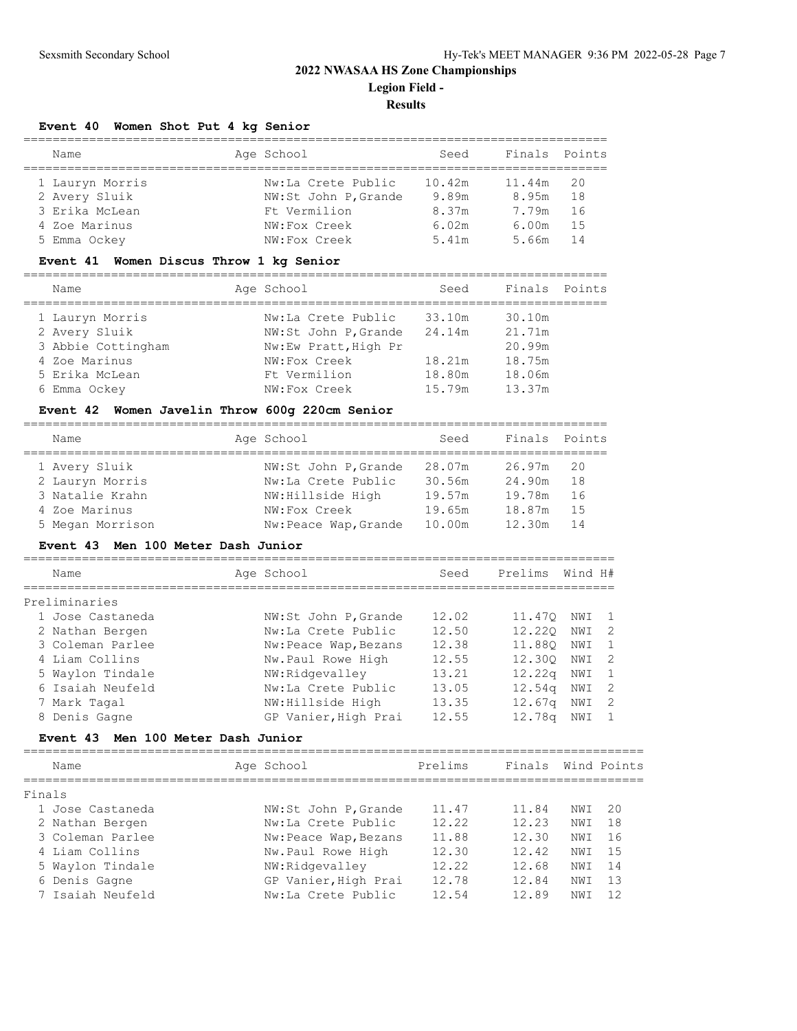# 2022 NWASAA HS Zone Championships

## Legion Field -

### Results

#### Event 40 Women Shot Put 4 kg Senior

| | Name | Age | School | Seed | Finals | Points |
|---|---|---|---|---|---|---|
| 1 | Lauryn Morris | | Nw:La Crete Public | 10.42m | 11.44m | 20 |
| 2 | Avery Sluik | | NW:St John P,Grande | 9.89m | 8.95m | 18 |
| 3 | Erika McLean | | Ft Vermilion | 8.37m | 7.79m | 16 |
| 4 | Zoe Marinus | | NW:Fox Creek | 6.02m | 6.00m | 15 |
| 5 | Emma Ockey | | NW:Fox Creek | 5.41m | 5.66m | 14 |

#### Event 41 Women Discus Throw 1 kg Senior

| | Name | Age | School | Seed | Finals | Points |
|---|---|---|---|---|---|---|
| 1 | Lauryn Morris | | Nw:La Crete Public | 33.10m | 30.10m | |
| 2 | Avery Sluik | | NW:St John P,Grande | 24.14m | 21.71m | |
| 3 | Abbie Cottingham | | Nw:Ew Pratt,High Pr | | 20.99m | |
| 4 | Zoe Marinus | | NW:Fox Creek | 18.21m | 18.75m | |
| 5 | Erika McLean | | Ft Vermilion | 18.80m | 18.06m | |
| 6 | Emma Ockey | | NW:Fox Creek | 15.79m | 13.37m | |

#### Event 42 Women Javelin Throw 600g 220cm Senior

| | Name | Age | School | Seed | Finals | Points |
|---|---|---|---|---|---|---|
| 1 | Avery Sluik | | NW:St John P,Grande | 28.07m | 26.97m | 20 |
| 2 | Lauryn Morris | | Nw:La Crete Public | 30.56m | 24.90m | 18 |
| 3 | Natalie Krahn | | NW:Hillside High | 19.57m | 19.78m | 16 |
| 4 | Zoe Marinus | | NW:Fox Creek | 19.65m | 18.87m | 15 |
| 5 | Megan Morrison | | Nw:Peace Wap,Grande | 10.00m | 12.30m | 14 |

#### Event 43 Men 100 Meter Dash Junior

| | Name | Age | School | Seed | Prelims | Wind | H# |
|---|---|---|---|---|---|---|---|
| **Preliminaries** | | | | | | | |
| 1 | Jose Castaneda | | NW:St John P,Grande | 12.02 | 11.47Q | NWI | 1 |
| 2 | Nathan Bergen | | Nw:La Crete Public | 12.50 | 12.22Q | NWI | 2 |
| 3 | Coleman Parlee | | Nw:Peace Wap,Bezans | 12.38 | 11.88Q | NWI | 1 |
| 4 | Liam Collins | | Nw.Paul Rowe High | 12.55 | 12.30Q | NWI | 2 |
| 5 | Waylon Tindale | | NW:Ridgevalley | 13.21 | 12.22q | NWI | 1 |
| 6 | Isaiah Neufeld | | Nw:La Crete Public | 13.05 | 12.54q | NWI | 2 |
| 7 | Mark Tagal | | NW:Hillside High | 13.35 | 12.67q | NWI | 2 |
| 8 | Denis Gagne | | GP Vanier,High Prai | 12.55 | 12.78q | NWI | 1 |

#### Event 43 Men 100 Meter Dash Junior

| | Name | Age | School | Prelims | Finals | Wind | Points |
|---|---|---|---|---|---|---|---|
| **Finals** | | | | | | | |
| 1 | Jose Castaneda | | NW:St John P,Grande | 11.47 | 11.84 | NWI | 20 |
| 2 | Nathan Bergen | | Nw:La Crete Public | 12.22 | 12.23 | NWI | 18 |
| 3 | Coleman Parlee | | Nw:Peace Wap,Bezans | 11.88 | 12.30 | NWI | 16 |
| 4 | Liam Collins | | Nw.Paul Rowe High | 12.30 | 12.42 | NWI | 15 |
| 5 | Waylon Tindale | | NW:Ridgevalley | 12.22 | 12.68 | NWI | 14 |
| 6 | Denis Gagne | | GP Vanier,High Prai | 12.78 | 12.84 | NWI | 13 |
| 7 | Isaiah Neufeld | | Nw:La Crete Public | 12.54 | 12.89 | NWI | 12 |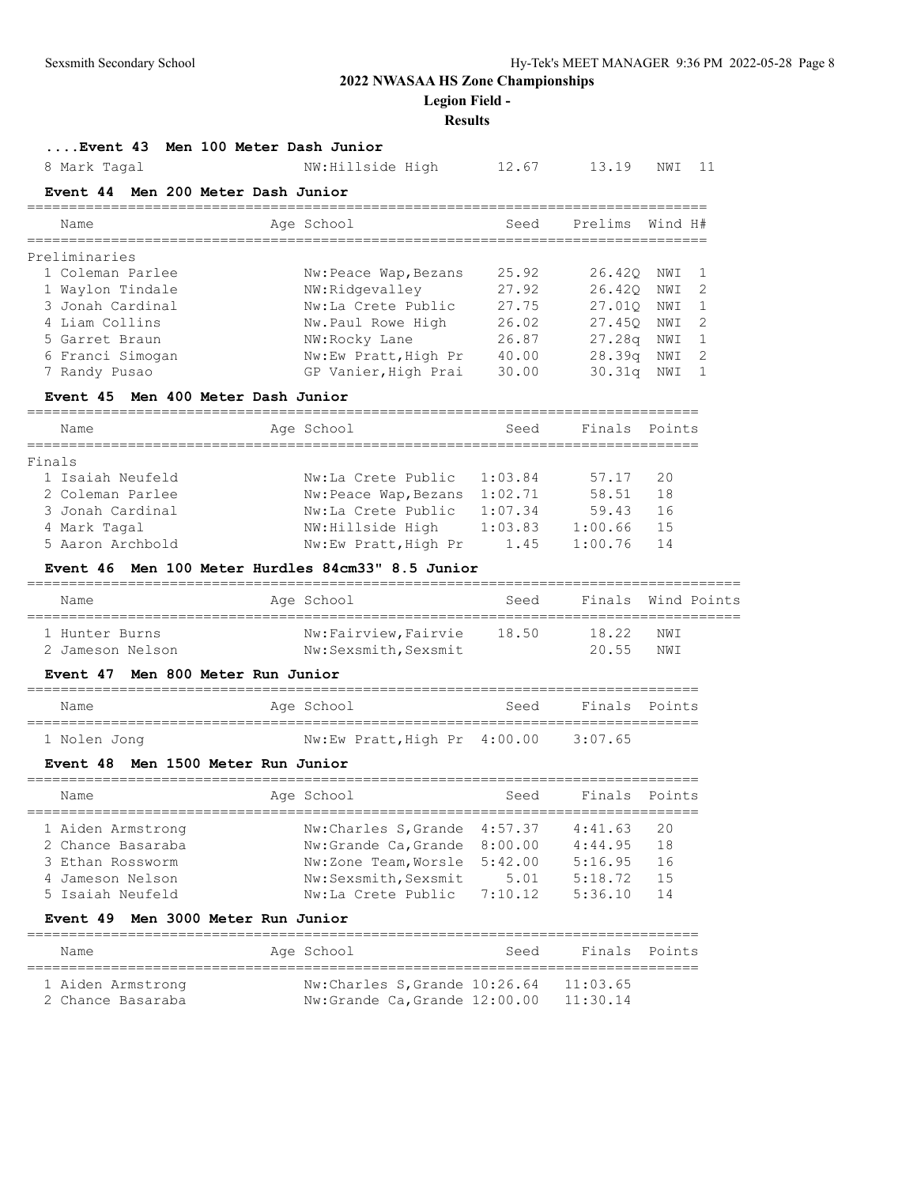## 2022 NWASAA HS Zone Championships

### Legion Field -

### Results

**....Event 43 Men 100 Meter Dash Junior**

| Name | Age | School | Seed | Finals | Wind | H# |
|---|---|---|---|---|---|---|
| 8 Mark Tagal | | NW:Hillside High | 12.67 | 13.19 | NWI | 11 |

**Event 44 Men 200 Meter Dash Junior**

| Name | Age | School | Seed | Prelims | Wind | H# |
|---|---|---|---|---|---|---|
| **Preliminaries** | | | | | | |
| 1 Coleman Parlee | | Nw:Peace Wap,Bezans | 25.92 | 26.42Q | NWI | 1 |
| 1 Waylon Tindale | | NW:Ridgevalley | 27.92 | 26.42Q | NWI | 2 |
| 3 Jonah Cardinal | | Nw:La Crete Public | 27.75 | 27.01Q | NWI | 1 |
| 4 Liam Collins | | Nw.Paul Rowe High | 26.02 | 27.45Q | NWI | 2 |
| 5 Garret Braun | | NW:Rocky Lane | 26.87 | 27.28q | NWI | 1 |
| 6 Franci Simogan | | Nw:Ew Pratt,High Pr | 40.00 | 28.39q | NWI | 2 |
| 7 Randy Pusao | | GP Vanier,High Prai | 30.00 | 30.31q | NWI | 1 |

**Event 45 Men 400 Meter Dash Junior**

| Name | Age | School | Seed | Finals | Points |
|---|---|---|---|---|---|
| **Finals** | | | | | |
| 1 Isaiah Neufeld | | Nw:La Crete Public | 1:03.84 | 57.17 | 20 |
| 2 Coleman Parlee | | Nw:Peace Wap,Bezans | 1:02.71 | 58.51 | 18 |
| 3 Jonah Cardinal | | Nw:La Crete Public | 1:07.34 | 59.43 | 16 |
| 4 Mark Tagal | | NW:Hillside High | 1:03.83 | 1:00.66 | 15 |
| 5 Aaron Archbold | | Nw:Ew Pratt,High Pr | 1.45 | 1:00.76 | 14 |

**Event 46 Men 100 Meter Hurdles 84cm33" 8.5 Junior**

| Name | Age | School | Seed | Finals | Wind | Points |
|---|---|---|---|---|---|---|
| 1 Hunter Burns | | Nw:Fairview,Fairvie | 18.50 | 18.22 | NWI | |
| 2 Jameson Nelson | | Nw:Sexsmith,Sexsmit | | 20.55 | NWI | |

**Event 47 Men 800 Meter Run Junior**

| Name | Age | School | Seed | Finals | Points |
|---|---|---|---|---|---|
| 1 Nolen Jong | | Nw:Ew Pratt,High Pr | 4:00.00 | 3:07.65 | |

**Event 48 Men 1500 Meter Run Junior**

| Name | Age | School | Seed | Finals | Points |
|---|---|---|---|---|---|
| 1 Aiden Armstrong | | Nw:Charles S,Grande | 4:57.37 | 4:41.63 | 20 |
| 2 Chance Basaraba | | Nw:Grande Ca,Grande | 8:00.00 | 4:44.95 | 18 |
| 3 Ethan Rossworm | | Nw:Zone Team,Worsle | 5:42.00 | 5:16.95 | 16 |
| 4 Jameson Nelson | | Nw:Sexsmith,Sexsmit | 5.01 | 5:18.72 | 15 |
| 5 Isaiah Neufeld | | Nw:La Crete Public | 7:10.12 | 5:36.10 | 14 |

**Event 49 Men 3000 Meter Run Junior**

| Name | Age | School | Seed | Finals | Points |
|---|---|---|---|---|---|
| 1 Aiden Armstrong | | Nw:Charles S,Grande | 10:26.64 | 11:03.65 | |
| 2 Chance Basaraba | | Nw:Grande Ca,Grande | 12:00.00 | 11:30.14 | |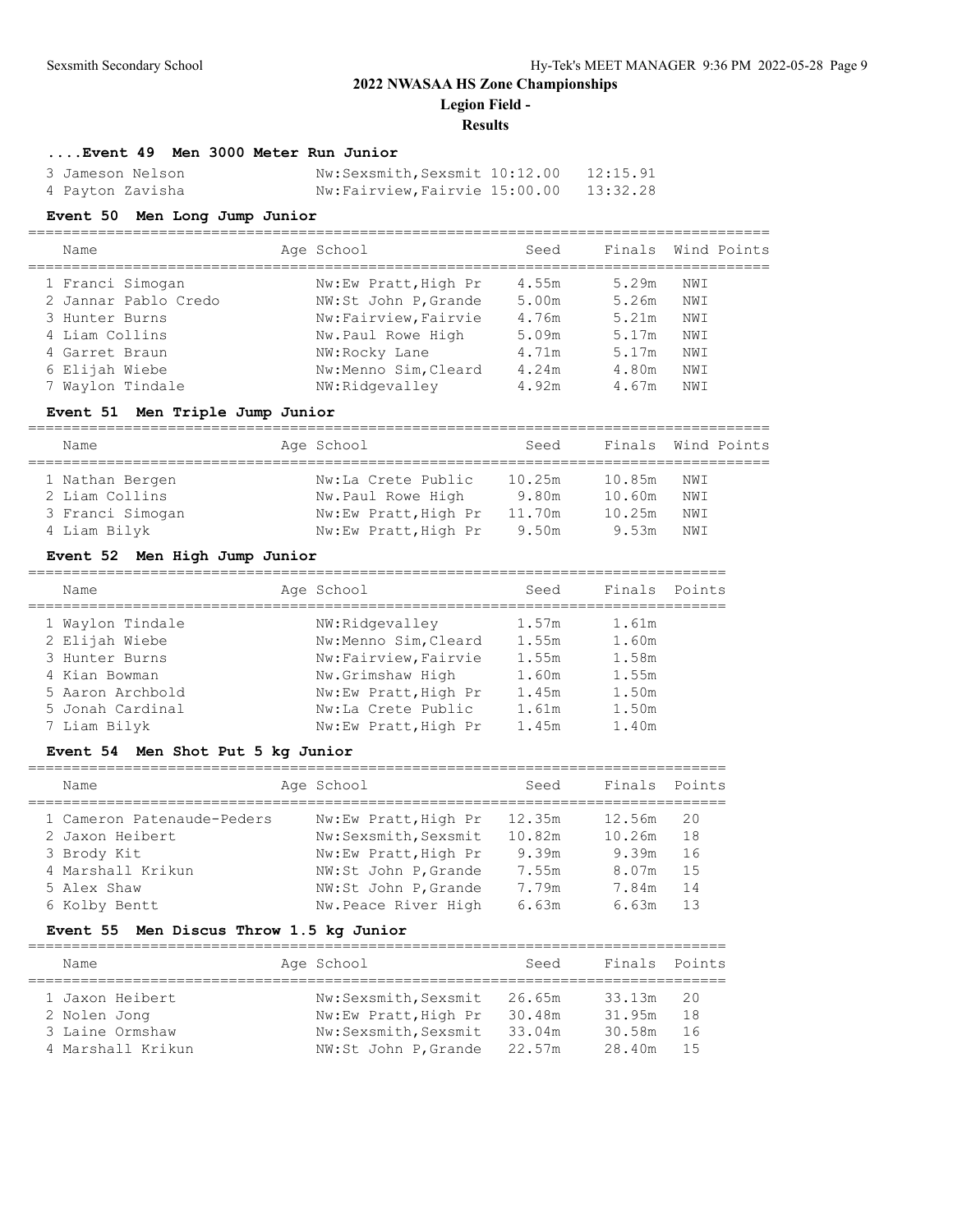## 2022 NWASAA HS Zone Championships

### Legion Field -

### Results

#### ....Event 49 Men 3000 Meter Run Junior

| Name | Age School | Seed | Finals |
|---|---|---|---|
| 3 Jameson Nelson | Nw:Sexsmith,Sexsmit | 10:12.00 | 12:15.91 |
| 4 Payton Zavisha | Nw:Fairview,Fairvie | 15:00.00 | 13:32.28 |

#### Event 50 Men Long Jump Junior

| Name | Age School | Seed | Finals | Wind | Points |
|---|---|---|---|---|---|
| 1 Franci Simogan | Nw:Ew Pratt,High Pr | 4.55m | 5.29m | NWI | |
| 2 Jannar Pablo Credo | NW:St John P,Grande | 5.00m | 5.26m | NWI | |
| 3 Hunter Burns | Nw:Fairview,Fairvie | 4.76m | 5.21m | NWI | |
| 4 Liam Collins | Nw.Paul Rowe High | 5.09m | 5.17m | NWI | |
| 4 Garret Braun | NW:Rocky Lane | 4.71m | 5.17m | NWI | |
| 6 Elijah Wiebe | Nw:Menno Sim,Cleard | 4.24m | 4.80m | NWI | |
| 7 Waylon Tindale | NW:Ridgevalley | 4.92m | 4.67m | NWI | |

#### Event 51 Men Triple Jump Junior

| Name | Age School | Seed | Finals | Wind | Points |
|---|---|---|---|---|---|
| 1 Nathan Bergen | Nw:La Crete Public | 10.25m | 10.85m | NWI | |
| 2 Liam Collins | Nw.Paul Rowe High | 9.80m | 10.60m | NWI | |
| 3 Franci Simogan | Nw:Ew Pratt,High Pr | 11.70m | 10.25m | NWI | |
| 4 Liam Bilyk | Nw:Ew Pratt,High Pr | 9.50m | 9.53m | NWI | |

#### Event 52 Men High Jump Junior

| Name | Age School | Seed | Finals | Points |
|---|---|---|---|---|
| 1 Waylon Tindale | NW:Ridgevalley | 1.57m | 1.61m | |
| 2 Elijah Wiebe | Nw:Menno Sim,Cleard | 1.55m | 1.60m | |
| 3 Hunter Burns | Nw:Fairview,Fairvie | 1.55m | 1.58m | |
| 4 Kian Bowman | Nw.Grimshaw High | 1.60m | 1.55m | |
| 5 Aaron Archbold | Nw:Ew Pratt,High Pr | 1.45m | 1.50m | |
| 5 Jonah Cardinal | Nw:La Crete Public | 1.61m | 1.50m | |
| 7 Liam Bilyk | Nw:Ew Pratt,High Pr | 1.45m | 1.40m | |

#### Event 54 Men Shot Put 5 kg Junior

| Name | Age School | Seed | Finals | Points |
|---|---|---|---|---|
| 1 Cameron Patenaude-Peders | Nw:Ew Pratt,High Pr | 12.35m | 12.56m | 20 |
| 2 Jaxon Heibert | Nw:Sexsmith,Sexsmit | 10.82m | 10.26m | 18 |
| 3 Brody Kit | Nw:Ew Pratt,High Pr | 9.39m | 9.39m | 16 |
| 4 Marshall Krikun | NW:St John P,Grande | 7.55m | 8.07m | 15 |
| 5 Alex Shaw | NW:St John P,Grande | 7.79m | 7.84m | 14 |
| 6 Kolby Bentt | Nw.Peace River High | 6.63m | 6.63m | 13 |

#### Event 55 Men Discus Throw 1.5 kg Junior

| Name | Age School | Seed | Finals | Points |
|---|---|---|---|---|
| 1 Jaxon Heibert | Nw:Sexsmith,Sexsmit | 26.65m | 33.13m | 20 |
| 2 Nolen Jong | Nw:Ew Pratt,High Pr | 30.48m | 31.95m | 18 |
| 3 Laine Ormshaw | Nw:Sexsmith,Sexsmit | 33.04m | 30.58m | 16 |
| 4 Marshall Krikun | NW:St John P,Grande | 22.57m | 28.40m | 15 |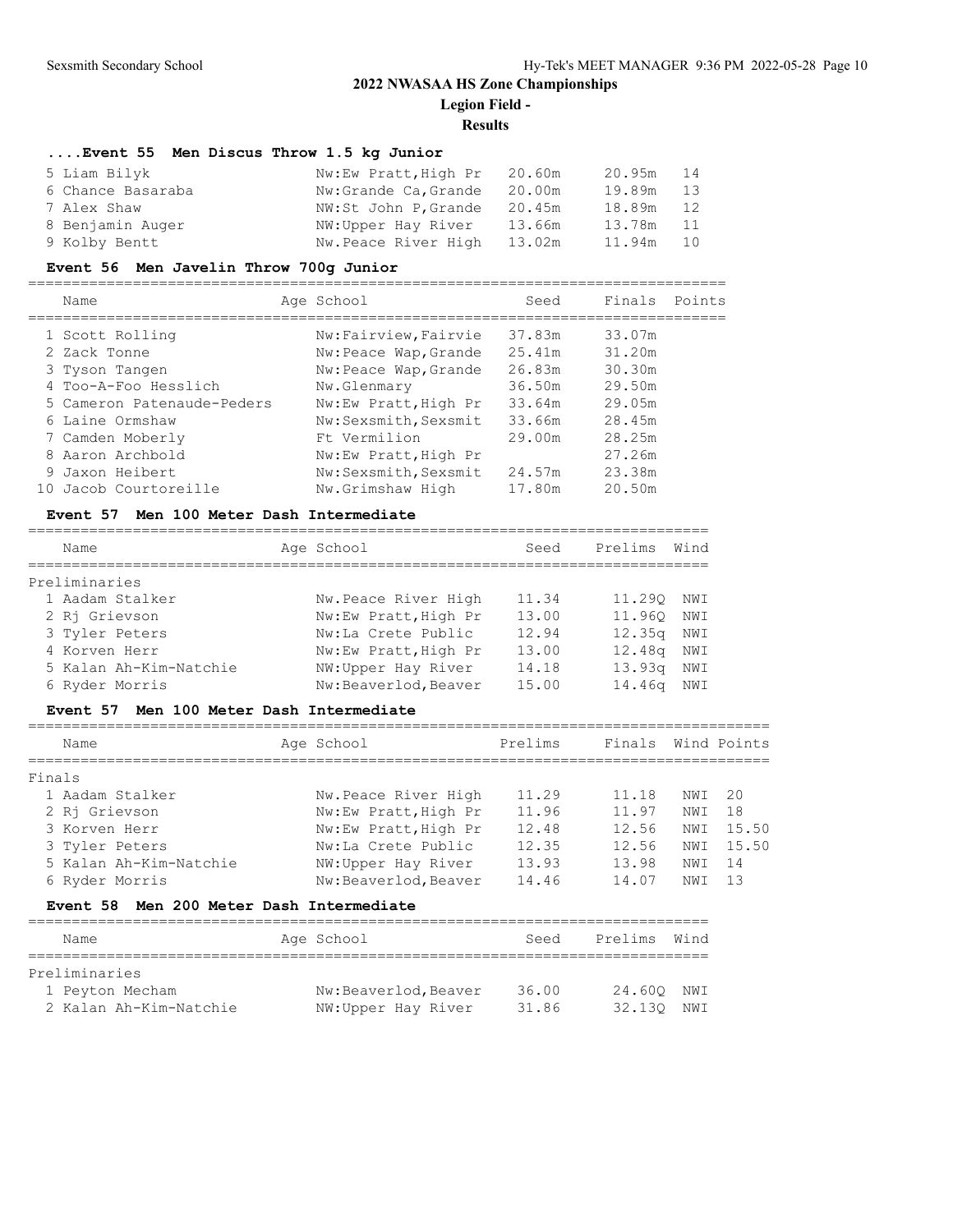## 2022 NWASAA HS Zone Championships

### Legion Field -

### Results

#### ....Event 55 Men Discus Throw 1.5 kg Junior

| Place | Name | Age | School | Seed | Finals | Points |
|---|---|---|---|---|---|---|
| 5 | Liam Bilyk | | Nw:Ew Pratt,High Pr | 20.60m | 20.95m | 14 |
| 6 | Chance Basaraba | | Nw:Grande Ca,Grande | 20.00m | 19.89m | 13 |
| 7 | Alex Shaw | | NW:St John P,Grande | 20.45m | 18.89m | 12 |
| 8 | Benjamin Auger | | NW:Upper Hay River | 13.66m | 13.78m | 11 |
| 9 | Kolby Bentt | | Nw.Peace River High | 13.02m | 11.94m | 10 |

#### Event 56 Men Javelin Throw 700g Junior

| Place | Name | Age | School | Seed | Finals | Points |
|---|---|---|---|---|---|---|
| 1 | Scott Rolling | | Nw:Fairview,Fairvie | 37.83m | 33.07m | |
| 2 | Zack Tonne | | Nw:Peace Wap,Grande | 25.41m | 31.20m | |
| 3 | Tyson Tangen | | Nw:Peace Wap,Grande | 26.83m | 30.30m | |
| 4 | Too-A-Foo Hesslich | | Nw.Glenmary | 36.50m | 29.50m | |
| 5 | Cameron Patenaude-Peders | | Nw:Ew Pratt,High Pr | 33.64m | 29.05m | |
| 6 | Laine Ormshaw | | Nw:Sexsmith,Sexsmit | 33.66m | 28.45m | |
| 7 | Camden Moberly | | Ft Vermilion | 29.00m | 28.25m | |
| 8 | Aaron Archbold | | Nw:Ew Pratt,High Pr | | 27.26m | |
| 9 | Jaxon Heibert | | Nw:Sexsmith,Sexsmit | 24.57m | 23.38m | |
| 10 | Jacob Courtoreille | | Nw.Grimshaw High | 17.80m | 20.50m | |

#### Event 57 Men 100 Meter Dash Intermediate

Preliminaries

| Place | Name | Age | School | Seed | Prelims | Wind |
|---|---|---|---|---|---|---|
| 1 | Aadam Stalker | | Nw.Peace River High | 11.34 | 11.29Q | NWI |
| 2 | Rj Grievson | | Nw:Ew Pratt,High Pr | 13.00 | 11.96Q | NWI |
| 3 | Tyler Peters | | Nw:La Crete Public | 12.94 | 12.35q | NWI |
| 4 | Korven Herr | | Nw:Ew Pratt,High Pr | 13.00 | 12.48q | NWI |
| 5 | Kalan Ah-Kim-Natchie | | NW:Upper Hay River | 14.18 | 13.93q | NWI |
| 6 | Ryder Morris | | Nw:Beaverlod,Beaver | 15.00 | 14.46q | NWI |

#### Event 57 Men 100 Meter Dash Intermediate

Finals

| Place | Name | Age | School | Prelims | Finals | Wind | Points |
|---|---|---|---|---|---|---|---|
| 1 | Aadam Stalker | | Nw.Peace River High | 11.29 | 11.18 | NWI | 20 |
| 2 | Rj Grievson | | Nw:Ew Pratt,High Pr | 11.96 | 11.97 | NWI | 18 |
| 3 | Korven Herr | | Nw:Ew Pratt,High Pr | 12.48 | 12.56 | NWI | 15.50 |
| 3 | Tyler Peters | | Nw:La Crete Public | 12.35 | 12.56 | NWI | 15.50 |
| 5 | Kalan Ah-Kim-Natchie | | NW:Upper Hay River | 13.93 | 13.98 | NWI | 14 |
| 6 | Ryder Morris | | Nw:Beaverlod,Beaver | 14.46 | 14.07 | NWI | 13 |

#### Event 58 Men 200 Meter Dash Intermediate

Preliminaries

| Place | Name | Age | School | Seed | Prelims | Wind |
|---|---|---|---|---|---|---|
| 1 | Peyton Mecham | | Nw:Beaverlod,Beaver | 36.00 | 24.60Q | NWI |
| 2 | Kalan Ah-Kim-Natchie | | NW:Upper Hay River | 31.86 | 32.13Q | NWI |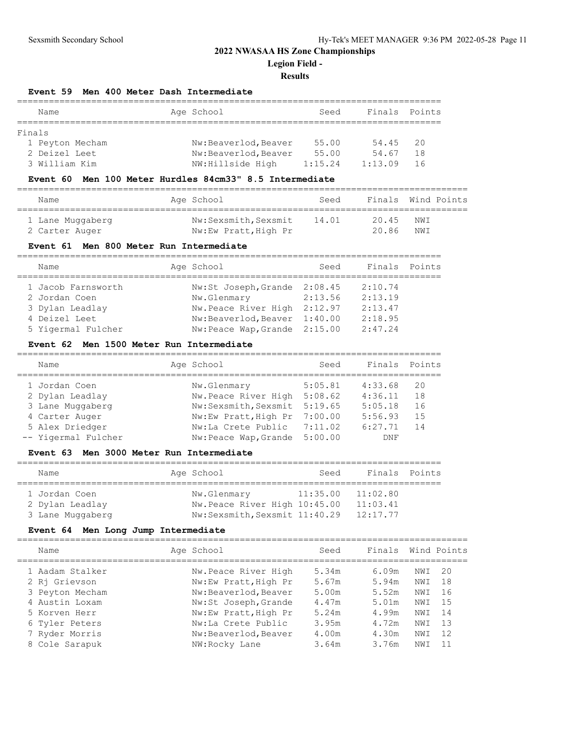# 2022 NWASAA HS Zone Championships

## Legion Field -

## Results

### Event 59 Men 400 Meter Dash Intermediate

| Name | Age | School | Seed | Finals | Points |
|---|---|---|---|---|---|
| **Finals** | | | | | |
| 1 Peyton Mecham | | Nw:Beaverlod,Beaver | 55.00 | 54.45 | 20 |
| 2 Deizel Leet | | Nw:Beaverlod,Beaver | 55.00 | 54.67 | 18 |
| 3 William Kim | | NW:Hillside High | 1:15.24 | 1:13.09 | 16 |

### Event 60 Men 100 Meter Hurdles 84cm33" 8.5 Intermediate

| Name | Age | School | Seed | Finals | Wind | Points |
|---|---|---|---|---|---|---|
| 1 Lane Muggaberg | | Nw:Sexsmith,Sexsmit | 14.01 | 20.45 | NWI | |
| 2 Carter Auger | | Nw:Ew Pratt,High Pr | | 20.86 | NWI | |

### Event 61 Men 800 Meter Run Intermediate

| Name | Age | School | Seed | Finals | Points |
|---|---|---|---|---|---|
| 1 Jacob Farnsworth | | Nw:St Joseph,Grande | 2:08.45 | 2:10.74 | |
| 2 Jordan Coen | | Nw.Glenmary | 2:13.56 | 2:13.19 | |
| 3 Dylan Leadlay | | Nw.Peace River High | 2:12.97 | 2:13.47 | |
| 4 Deizel Leet | | Nw:Beaverlod,Beaver | 1:40.00 | 2:18.95 | |
| 5 Yigermal Fulcher | | Nw:Peace Wap,Grande | 2:15.00 | 2:47.24 | |

### Event 62 Men 1500 Meter Run Intermediate

| Name | Age | School | Seed | Finals | Points |
|---|---|---|---|---|---|
| 1 Jordan Coen | | Nw.Glenmary | 5:05.81 | 4:33.68 | 20 |
| 2 Dylan Leadlay | | Nw.Peace River High | 5:08.62 | 4:36.11 | 18 |
| 3 Lane Muggaberg | | Nw:Sexsmith,Sexsmit | 5:19.65 | 5:05.18 | 16 |
| 4 Carter Auger | | Nw:Ew Pratt,High Pr | 7:00.00 | 5:56.93 | 15 |
| 5 Alex Driedger | | Nw:La Crete Public | 7:11.02 | 6:27.71 | 14 |
| -- Yigermal Fulcher | | Nw:Peace Wap,Grande | 5:00.00 | DNF | |

### Event 63 Men 3000 Meter Run Intermediate

| Name | Age | School | Seed | Finals | Points |
|---|---|---|---|---|---|
| 1 Jordan Coen | | Nw.Glenmary | 11:35.00 | 11:02.80 | |
| 2 Dylan Leadlay | | Nw.Peace River High | 10:45.00 | 11:03.41 | |
| 3 Lane Muggaberg | | Nw:Sexsmith,Sexsmit | 11:40.29 | 12:17.77 | |

### Event 64 Men Long Jump Intermediate

| Name | Age | School | Seed | Finals | Wind | Points |
|---|---|---|---|---|---|---|
| 1 Aadam Stalker | | Nw.Peace River High | 5.34m | 6.09m | NWI | 20 |
| 2 Rj Grievson | | Nw:Ew Pratt,High Pr | 5.67m | 5.94m | NWI | 18 |
| 3 Peyton Mecham | | Nw:Beaverlod,Beaver | 5.00m | 5.52m | NWI | 16 |
| 4 Austin Loxam | | Nw:St Joseph,Grande | 4.47m | 5.01m | NWI | 15 |
| 5 Korven Herr | | Nw:Ew Pratt,High Pr | 5.24m | 4.99m | NWI | 14 |
| 6 Tyler Peters | | Nw:La Crete Public | 3.95m | 4.72m | NWI | 13 |
| 7 Ryder Morris | | Nw:Beaverlod,Beaver | 4.00m | 4.30m | NWI | 12 |
| 8 Cole Sarapuk | | NW:Rocky Lane | 3.64m | 3.76m | NWI | 11 |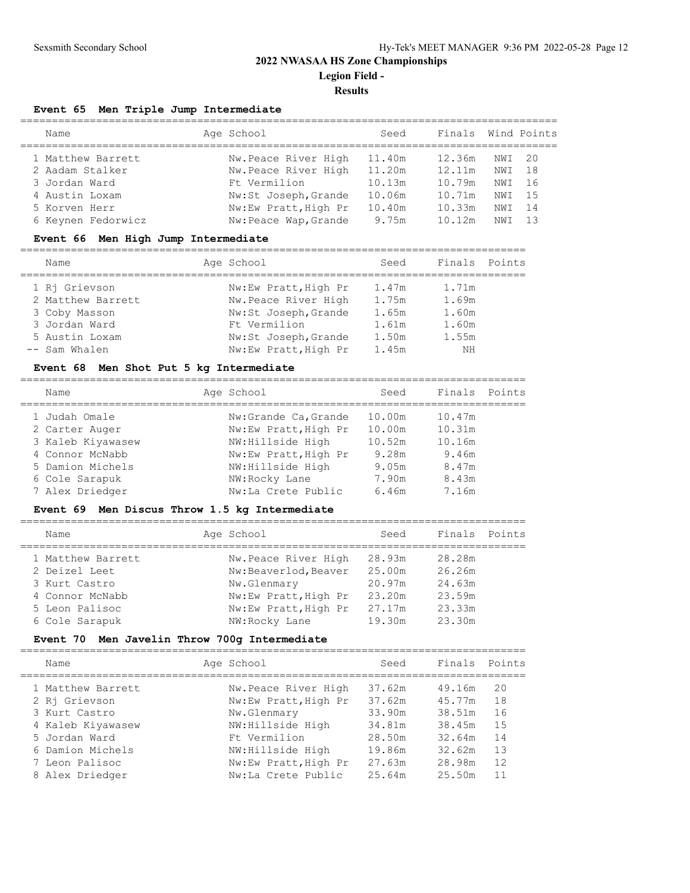# 2022 NWASAA HS Zone Championships

## Legion Field -

## Results

### Event 65 Men Triple Jump Intermediate

| | Name | Age | School | Seed | Finals | Wind | Points |
|---|---|---|---|---|---|---|---|
| 1 | Matthew Barrett | | Nw.Peace River High | 11.40m | 12.36m | NWI | 20 |
| 2 | Aadam Stalker | | Nw.Peace River High | 11.20m | 12.11m | NWI | 18 |
| 3 | Jordan Ward | | Ft Vermilion | 10.13m | 10.79m | NWI | 16 |
| 4 | Austin Loxam | | Nw:St Joseph,Grande | 10.06m | 10.71m | NWI | 15 |
| 5 | Korven Herr | | Nw:Ew Pratt,High Pr | 10.40m | 10.33m | NWI | 14 |
| 6 | Keynen Fedorwicz | | Nw:Peace Wap,Grande | 9.75m | 10.12m | NWI | 13 |

### Event 66 Men High Jump Intermediate

| | Name | Age | School | Seed | Finals | Points |
|---|---|---|---|---|---|---|
| 1 | Rj Grievson | | Nw:Ew Pratt,High Pr | 1.47m | 1.71m | |
| 2 | Matthew Barrett | | Nw.Peace River High | 1.75m | 1.69m | |
| 3 | Coby Masson | | Nw:St Joseph,Grande | 1.65m | 1.60m | |
| 3 | Jordan Ward | | Ft Vermilion | 1.61m | 1.60m | |
| 5 | Austin Loxam | | Nw:St Joseph,Grande | 1.50m | 1.55m | |
| -- | Sam Whalen | | Nw:Ew Pratt,High Pr | 1.45m | NH | |

### Event 68 Men Shot Put 5 kg Intermediate

| | Name | Age | School | Seed | Finals | Points |
|---|---|---|---|---|---|---|
| 1 | Judah Omale | | Nw:Grande Ca,Grande | 10.00m | 10.47m | |
| 2 | Carter Auger | | Nw:Ew Pratt,High Pr | 10.00m | 10.31m | |
| 3 | Kaleb Kiyawasew | | NW:Hillside High | 10.52m | 10.16m | |
| 4 | Connor McNabb | | Nw:Ew Pratt,High Pr | 9.28m | 9.46m | |
| 5 | Damion Michels | | NW:Hillside High | 9.05m | 8.47m | |
| 6 | Cole Sarapuk | | NW:Rocky Lane | 7.90m | 8.43m | |
| 7 | Alex Driedger | | Nw:La Crete Public | 6.46m | 7.16m | |

### Event 69 Men Discus Throw 1.5 kg Intermediate

| | Name | Age | School | Seed | Finals | Points |
|---|---|---|---|---|---|---|
| 1 | Matthew Barrett | | Nw.Peace River High | 28.93m | 28.28m | |
| 2 | Deizel Leet | | Nw:Beaverlod,Beaver | 25.00m | 26.26m | |
| 3 | Kurt Castro | | Nw.Glenmary | 20.97m | 24.63m | |
| 4 | Connor McNabb | | Nw:Ew Pratt,High Pr | 23.20m | 23.59m | |
| 5 | Leon Palisoc | | Nw:Ew Pratt,High Pr | 27.17m | 23.33m | |
| 6 | Cole Sarapuk | | NW:Rocky Lane | 19.30m | 23.30m | |

### Event 70 Men Javelin Throw 700g Intermediate

| | Name | Age | School | Seed | Finals | Points |
|---|---|---|---|---|---|---|
| 1 | Matthew Barrett | | Nw.Peace River High | 37.62m | 49.16m | 20 |
| 2 | Rj Grievson | | Nw:Ew Pratt,High Pr | 37.62m | 45.77m | 18 |
| 3 | Kurt Castro | | Nw.Glenmary | 33.90m | 38.51m | 16 |
| 4 | Kaleb Kiyawasew | | NW:Hillside High | 34.81m | 38.45m | 15 |
| 5 | Jordan Ward | | Ft Vermilion | 28.50m | 32.64m | 14 |
| 6 | Damion Michels | | NW:Hillside High | 19.86m | 32.62m | 13 |
| 7 | Leon Palisoc | | Nw:Ew Pratt,High Pr | 27.63m | 28.98m | 12 |
| 8 | Alex Driedger | | Nw:La Crete Public | 25.64m | 25.50m | 11 |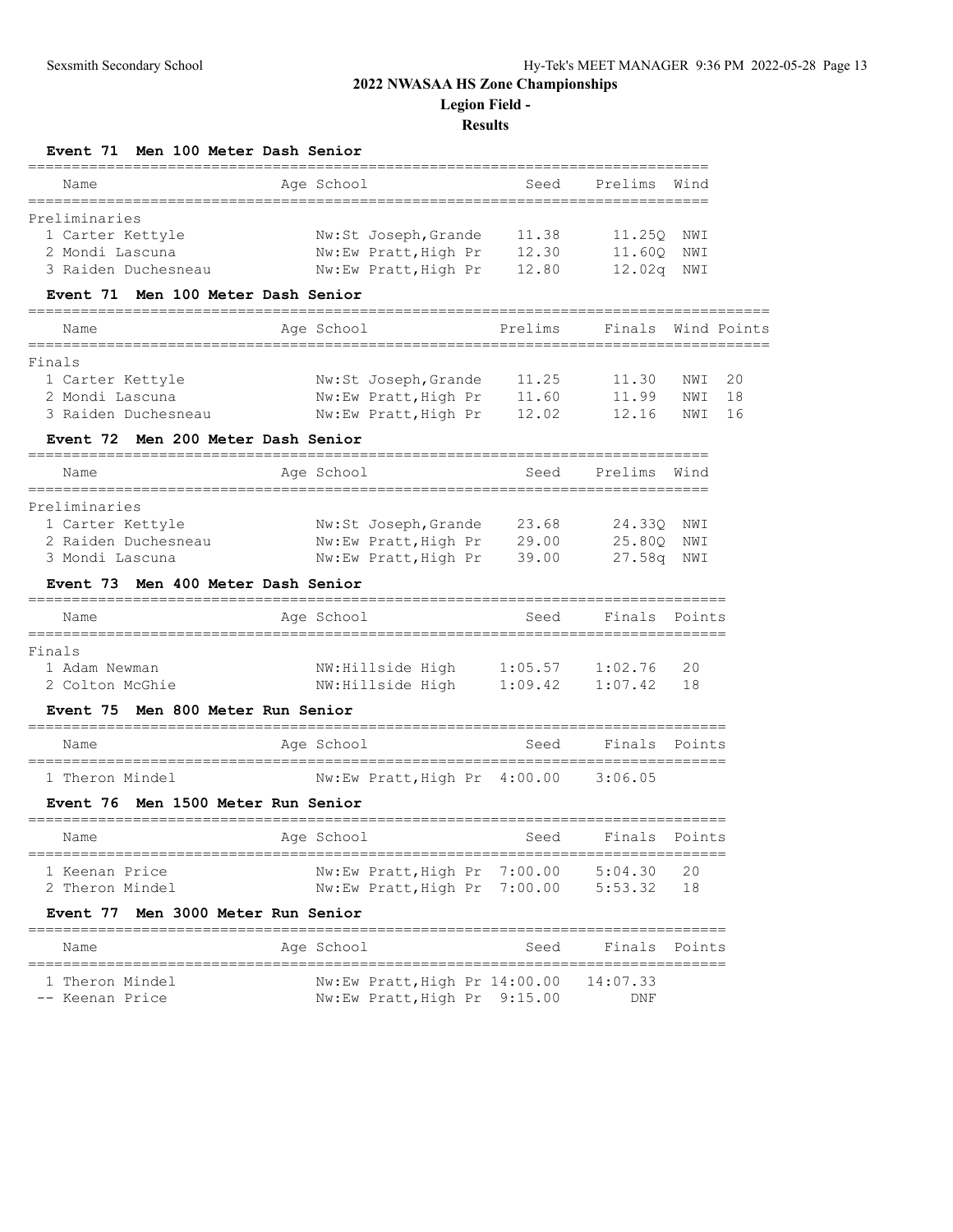# 2022 NWASAA HS Zone Championships

## Legion Field -

### Results

**Event 71 Men 100 Meter Dash Senior**

| Name | Age | School | Seed | Prelims | Wind |
|---|---|---|---|---|---|
| **Preliminaries** | | | | | |
| 1 Carter Kettyle | | Nw:St Joseph,Grande | 11.38 | 11.25Q | NWI |
| 2 Mondi Lascuna | | Nw:Ew Pratt,High Pr | 12.30 | 11.60Q | NWI |
| 3 Raiden Duchesneau | | Nw:Ew Pratt,High Pr | 12.80 | 12.02q | NWI |

**Event 71 Men 100 Meter Dash Senior**

| Name | Age | School | Prelims | Finals | Wind | Points |
|---|---|---|---|---|---|---|
| **Finals** | | | | | | |
| 1 Carter Kettyle | | Nw:St Joseph,Grande | 11.25 | 11.30 | NWI | 20 |
| 2 Mondi Lascuna | | Nw:Ew Pratt,High Pr | 11.60 | 11.99 | NWI | 18 |
| 3 Raiden Duchesneau | | Nw:Ew Pratt,High Pr | 12.02 | 12.16 | NWI | 16 |

**Event 72 Men 200 Meter Dash Senior**

| Name | Age | School | Seed | Prelims | Wind |
|---|---|---|---|---|---|
| **Preliminaries** | | | | | |
| 1 Carter Kettyle | | Nw:St Joseph,Grande | 23.68 | 24.33Q | NWI |
| 2 Raiden Duchesneau | | Nw:Ew Pratt,High Pr | 29.00 | 25.80Q | NWI |
| 3 Mondi Lascuna | | Nw:Ew Pratt,High Pr | 39.00 | 27.58q | NWI |

**Event 73 Men 400 Meter Dash Senior**

| Name | Age | School | Seed | Finals | Points |
|---|---|---|---|---|---|
| **Finals** | | | | | |
| 1 Adam Newman | | NW:Hillside High | 1:05.57 | 1:02.76 | 20 |
| 2 Colton McGhie | | NW:Hillside High | 1:09.42 | 1:07.42 | 18 |

**Event 75 Men 800 Meter Run Senior**

| Name | Age | School | Seed | Finals | Points |
|---|---|---|---|---|---|
| 1 Theron Mindel | | Nw:Ew Pratt,High Pr | 4:00.00 | 3:06.05 | |

**Event 76 Men 1500 Meter Run Senior**

| Name | Age | School | Seed | Finals | Points |
|---|---|---|---|---|---|
| 1 Keenan Price | | Nw:Ew Pratt,High Pr | 7:00.00 | 5:04.30 | 20 |
| 2 Theron Mindel | | Nw:Ew Pratt,High Pr | 7:00.00 | 5:53.32 | 18 |

**Event 77 Men 3000 Meter Run Senior**

| Name | Age | School | Seed | Finals | Points |
|---|---|---|---|---|---|
| 1 Theron Mindel | | Nw:Ew Pratt,High Pr | 14:00.00 | 14:07.33 | |
| -- Keenan Price | | Nw:Ew Pratt,High Pr | 9:15.00 | DNF | |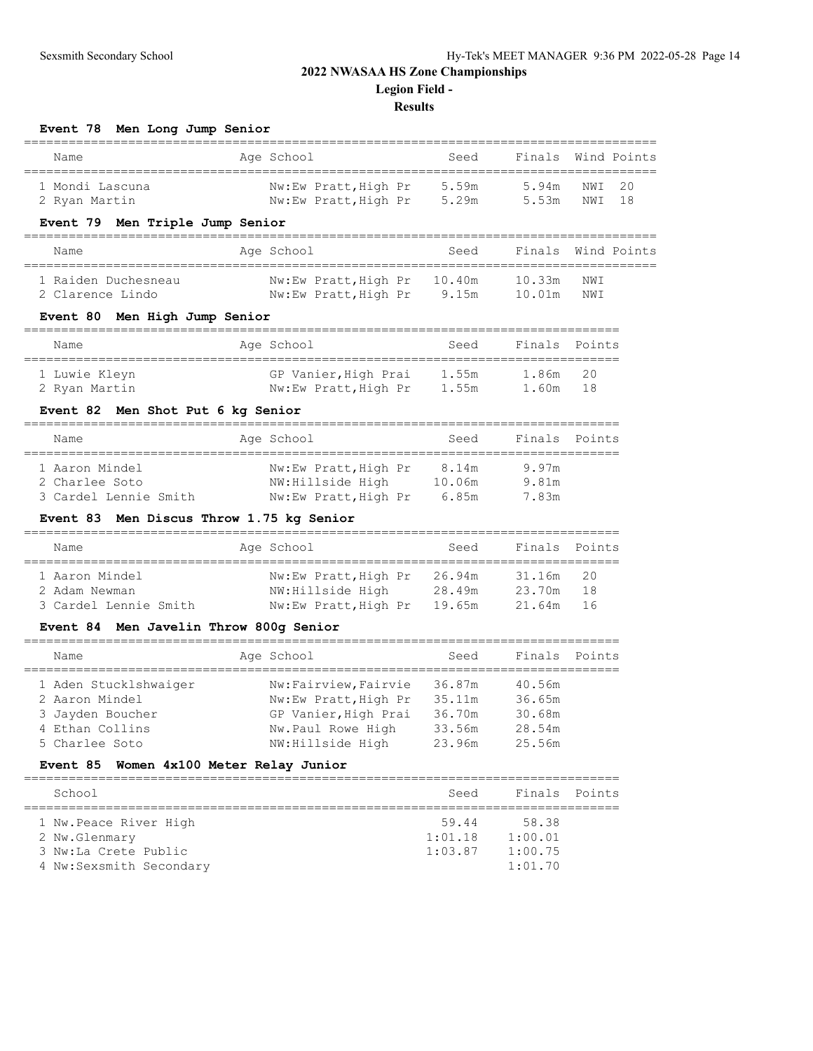## 2022 NWASAA HS Zone Championships

**Legion Field -**

**Results**

### Event 78 Men Long Jump Senior

| | Name | Age | School | Seed | Finals | Wind | Points |
|---|---|---|---|---|---|---|---|
| 1 | Mondi Lascuna | | Nw:Ew Pratt,High Pr | 5.59m | 5.94m | NWI | 20 |
| 2 | Ryan Martin | | Nw:Ew Pratt,High Pr | 5.29m | 5.53m | NWI | 18 |

### Event 79 Men Triple Jump Senior

| | Name | Age | School | Seed | Finals | Wind | Points |
|---|---|---|---|---|---|---|---|
| 1 | Raiden Duchesneau | | Nw:Ew Pratt,High Pr | 10.40m | 10.33m | NWI | |
| 2 | Clarence Lindo | | Nw:Ew Pratt,High Pr | 9.15m | 10.01m | NWI | |

### Event 80 Men High Jump Senior

| | Name | Age | School | Seed | Finals | Points |
|---|---|---|---|---|---|---|
| 1 | Luwie Kleyn | | GP Vanier,High Prai | 1.55m | 1.86m | 20 |
| 2 | Ryan Martin | | Nw:Ew Pratt,High Pr | 1.55m | 1.60m | 18 |

### Event 82 Men Shot Put 6 kg Senior

| | Name | Age | School | Seed | Finals | Points |
|---|---|---|---|---|---|---|
| 1 | Aaron Mindel | | Nw:Ew Pratt,High Pr | 8.14m | 9.97m | |
| 2 | Charlee Soto | | NW:Hillside High | 10.06m | 9.81m | |
| 3 | Cardel Lennie Smith | | Nw:Ew Pratt,High Pr | 6.85m | 7.83m | |

### Event 83 Men Discus Throw 1.75 kg Senior

| | Name | Age | School | Seed | Finals | Points |
|---|---|---|---|---|---|---|
| 1 | Aaron Mindel | | Nw:Ew Pratt,High Pr | 26.94m | 31.16m | 20 |
| 2 | Adam Newman | | NW:Hillside High | 28.49m | 23.70m | 18 |
| 3 | Cardel Lennie Smith | | Nw:Ew Pratt,High Pr | 19.65m | 21.64m | 16 |

### Event 84 Men Javelin Throw 800g Senior

| | Name | Age | School | Seed | Finals | Points |
|---|---|---|---|---|---|---|
| 1 | Aden Stucklshwaiger | | Nw:Fairview,Fairvie | 36.87m | 40.56m | |
| 2 | Aaron Mindel | | Nw:Ew Pratt,High Pr | 35.11m | 36.65m | |
| 3 | Jayden Boucher | | GP Vanier,High Prai | 36.70m | 30.68m | |
| 4 | Ethan Collins | | Nw.Paul Rowe High | 33.56m | 28.54m | |
| 5 | Charlee Soto | | NW:Hillside High | 23.96m | 25.56m | |

### Event 85 Women 4x100 Meter Relay Junior

| | School | Seed | Finals | Points |
|---|---|---|---|---|
| 1 | Nw.Peace River High | 59.44 | 58.38 | |
| 2 | Nw.Glenmary | 1:01.18 | 1:00.01 | |
| 3 | Nw:La Crete Public | 1:03.87 | 1:00.75 | |
| 4 | Nw:Sexsmith Secondary | | 1:01.70 | |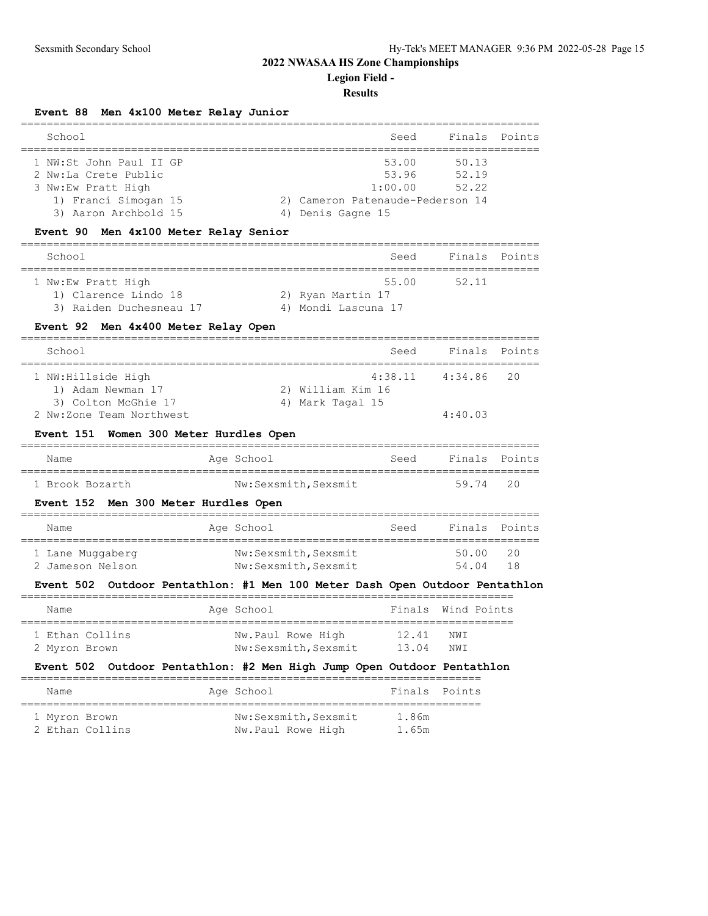# 2022 NWASAA HS Zone Championships

## Legion Field -

### Results

**Event 88 Men 4x100 Meter Relay Junior**

| School | Seed | Finals | Points |
|---|---|---|---|
| 1 NW:St John Paul II GP | 53.00 | 50.13 | |
| 2 Nw:La Crete Public | 53.96 | 52.19 | |
| 3 Nw:Ew Pratt High | 1:00.00 | 52.22 | |
| 1) Franci Simogan 15 &nbsp;&nbsp; 2) Cameron Patenaude-Pederson 14 | | | |
| 3) Aaron Archbold 15 &nbsp;&nbsp; 4) Denis Gagne 15 | | | |

**Event 90 Men 4x100 Meter Relay Senior**

| School | Seed | Finals | Points |
|---|---|---|---|
| 1 Nw:Ew Pratt High | 55.00 | 52.11 | |
| 1) Clarence Lindo 18 &nbsp;&nbsp; 2) Ryan Martin 17 | | | |
| 3) Raiden Duchesneau 17 &nbsp;&nbsp; 4) Mondi Lascuna 17 | | | |

**Event 92 Men 4x400 Meter Relay Open**

| School | Seed | Finals | Points |
|---|---|---|---|
| 1 NW:Hillside High | 4:38.11 | 4:34.86 | 20 |
| 1) Adam Newman 17 &nbsp;&nbsp; 2) William Kim 16 | | | |
| 3) Colton McGhie 17 &nbsp;&nbsp; 4) Mark Tagal 15 | | | |
| 2 Nw:Zone Team Northwest | | 4:40.03 | |

**Event 151 Women 300 Meter Hurdles Open**

| Name | Age | School | Seed | Finals | Points |
|---|---|---|---|---|---|
| 1 Brook Bozarth | | Nw:Sexsmith,Sexsmit | | 59.74 | 20 |

**Event 152 Men 300 Meter Hurdles Open**

| Name | Age | School | Seed | Finals | Points |
|---|---|---|---|---|---|
| 1 Lane Muggaberg | | Nw:Sexsmith,Sexsmit | | 50.00 | 20 |
| 2 Jameson Nelson | | Nw:Sexsmith,Sexsmit | | 54.04 | 18 |

**Event 502 Outdoor Pentathlon: #1 Men 100 Meter Dash Open Outdoor Pentathlon**

| Name | Age | School | Finals | Wind | Points |
|---|---|---|---|---|---|
| 1 Ethan Collins | | Nw.Paul Rowe High | 12.41 | NWI | |
| 2 Myron Brown | | Nw:Sexsmith,Sexsmit | 13.04 | NWI | |

**Event 502 Outdoor Pentathlon: #2 Men High Jump Open Outdoor Pentathlon**

| Name | Age | School | Finals | Points |
|---|---|---|---|---|
| 1 Myron Brown | | Nw:Sexsmith,Sexsmit | 1.86m | |
| 2 Ethan Collins | | Nw.Paul Rowe High | 1.65m | |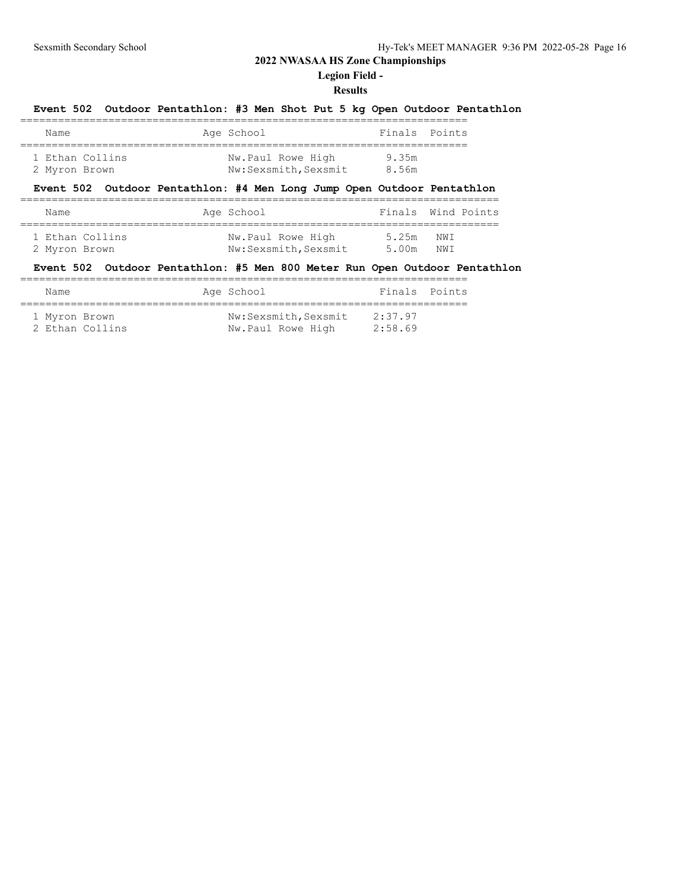## 2022 NWASAA HS Zone Championships

**Legion Field -**

**Results**

### Event 502 Outdoor Pentathlon: #3 Men Shot Put 5 kg Open Outdoor Pentathlon

| | Name | Age | School | Finals | Points |
|---|---|---|---|---|---|
| 1 | Ethan Collins | | Nw.Paul Rowe High | 9.35m | |
| 2 | Myron Brown | | Nw:Sexsmith,Sexsmit | 8.56m | |

### Event 502 Outdoor Pentathlon: #4 Men Long Jump Open Outdoor Pentathlon

| | Name | Age | School | Finals | Wind | Points |
|---|---|---|---|---|---|---|
| 1 | Ethan Collins | | Nw.Paul Rowe High | 5.25m | NWI | |
| 2 | Myron Brown | | Nw:Sexsmith,Sexsmit | 5.00m | NWI | |

### Event 502 Outdoor Pentathlon: #5 Men 800 Meter Run Open Outdoor Pentathlon

| | Name | Age | School | Finals | Points |
|---|---|---|---|---|---|
| 1 | Myron Brown | | Nw:Sexsmith,Sexsmit | 2:37.97 | |
| 2 | Ethan Collins | | Nw.Paul Rowe High | 2:58.69 | |